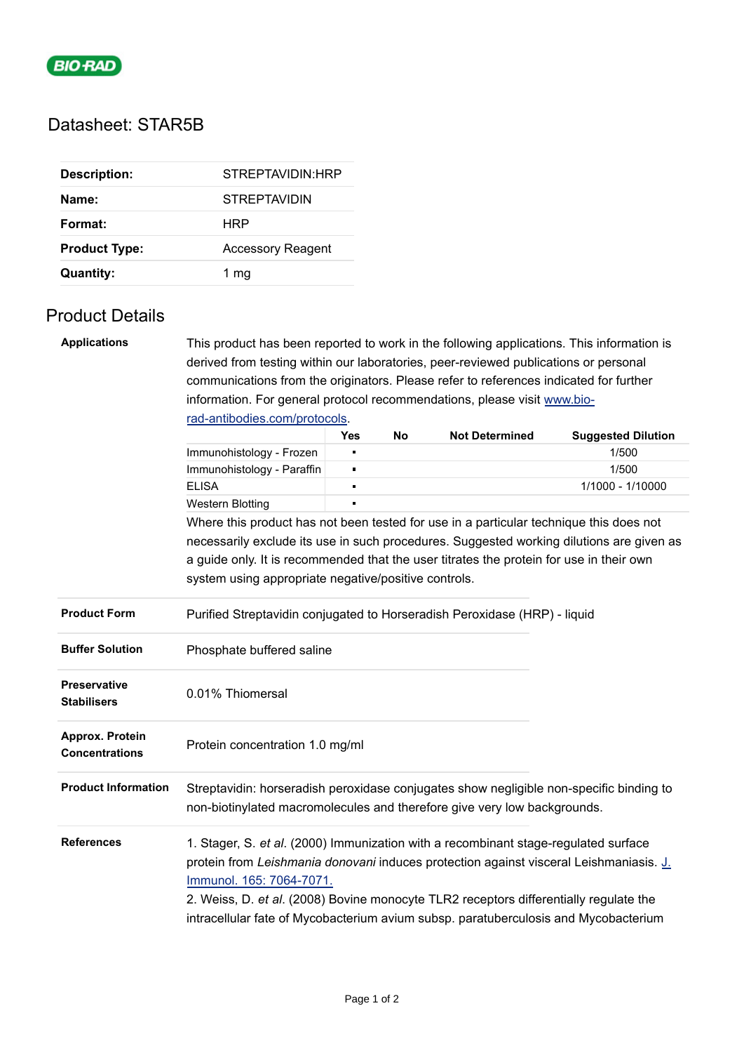BIO-RAD

# Datasheet: STAR5B

| | |
|---|---|
| **Description:** | STREPTAVIDIN:HRP |
| **Name:** | STREPTAVIDIN |
| **Format:** | HRP |
| **Product Type:** | Accessory Reagent |
| **Quantity:** | 1 mg |

## Product Details

**Applications**

This product has been reported to work in the following applications. This information is derived from testing within our laboratories, peer-reviewed publications or personal communications from the originators. Please refer to references indicated for further information. For general protocol recommendations, please visit [www.bio-rad-antibodies.com/protocols](www.bio-rad-antibodies.com/protocols).

| | Yes | No | Not Determined | Suggested Dilution |
|---|---|---|---|---|
| Immunohistology - Frozen | ▪ | | | 1/500 |
| Immunohistology - Paraffin | ▪ | | | 1/500 |
| ELISA | ▪ | | | 1/1000 - 1/10000 |
| Western Blotting | ▪ | | | |

Where this product has not been tested for use in a particular technique this does not necessarily exclude its use in such procedures. Suggested working dilutions are given as a guide only. It is recommended that the user titrates the protein for use in their own system using appropriate negative/positive controls.

**Product Form**

Purified Streptavidin conjugated to Horseradish Peroxidase (HRP) - liquid

**Buffer Solution**

Phosphate buffered saline

**Preservative Stabilisers**

0.01% Thiomersal

**Approx. Protein Concentrations**

Protein concentration 1.0 mg/ml

**Product Information**

Streptavidin: horseradish peroxidase conjugates show negligible non-specific binding to non-biotinylated macromolecules and therefore give very low backgrounds.

**References**

1. Stager, S. *et al.* (2000) Immunization with a recombinant stage-regulated surface protein from *Leishmania donovani* induces protection against visceral Leishmaniasis. J. Immunol. 165: 7064-7071.
2. Weiss, D. *et al.* (2008) Bovine monocyte TLR2 receptors differentially regulate the intracellular fate of Mycobacterium avium subsp. paratuberculosis and Mycobacterium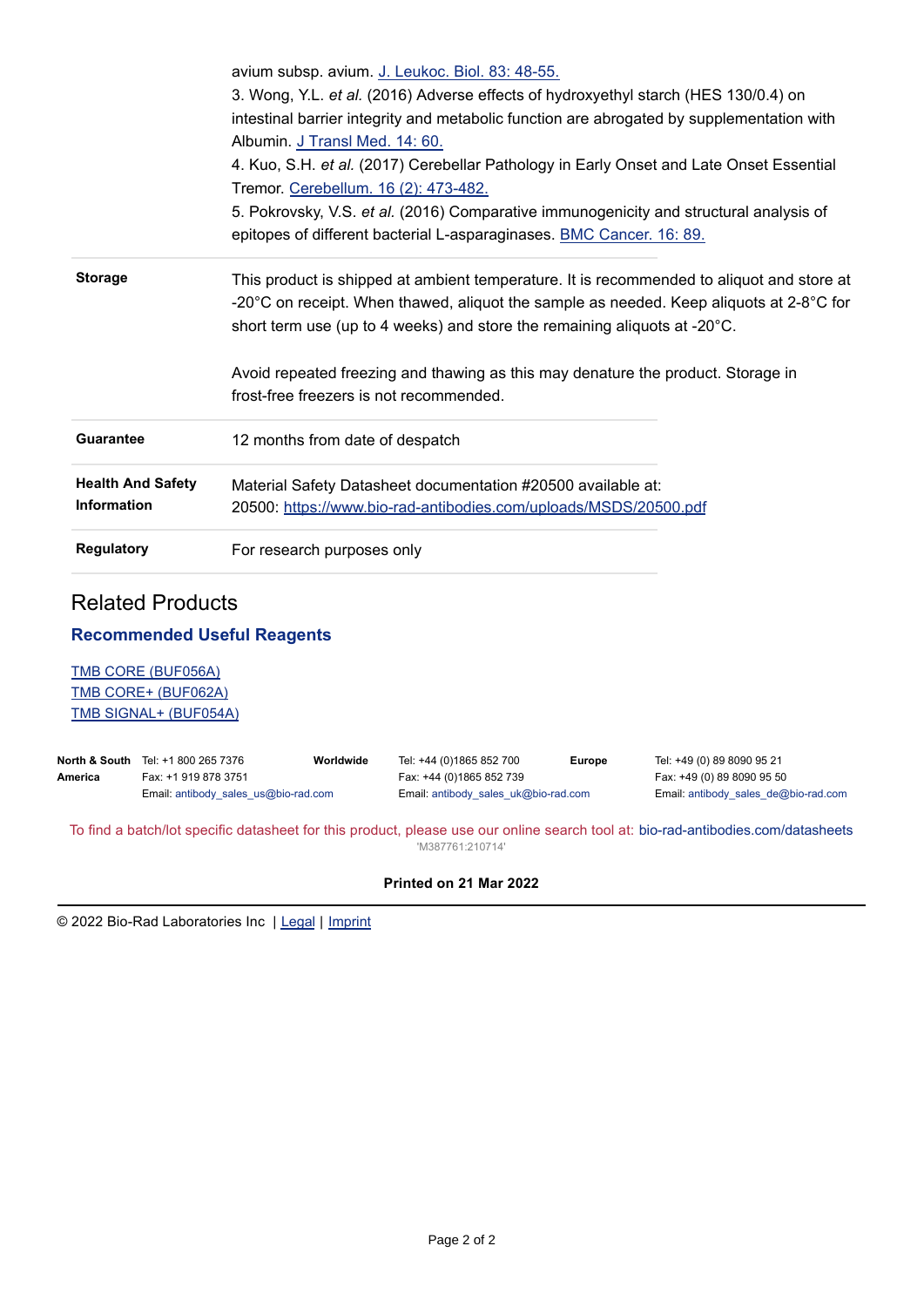avium subsp. avium. J. Leukoc. Biol. 83: 48-55.
3. Wong, Y.L. *et al.* (2016) Adverse effects of hydroxyethyl starch (HES 130/0.4) on intestinal barrier integrity and metabolic function are abrogated by supplementation with Albumin. J Transl Med. 14: 60.
4. Kuo, S.H. *et al.* (2017) Cerebellar Pathology in Early Onset and Late Onset Essential Tremor. Cerebellum. 16 (2): 473-482.
5. Pokrovsky, V.S. *et al.* (2016) Comparative immunogenicity and structural analysis of epitopes of different bacterial L-asparaginases. BMC Cancer. 16: 89.

| | |
|---|---|
| **Storage** | This product is shipped at ambient temperature. It is recommended to aliquot and store at -20°C on receipt. When thawed, aliquot the sample as needed. Keep aliquots at 2-8°C for short term use (up to 4 weeks) and store the remaining aliquots at -20°C.<br><br>Avoid repeated freezing and thawing as this may denature the product. Storage in frost-free freezers is not recommended. |
| **Guarantee** | 12 months from date of despatch |
| **Health And Safety Information** | Material Safety Datasheet documentation #20500 available at:<br>20500: https://www.bio-rad-antibodies.com/uploads/MSDS/20500.pdf |
| **Regulatory** | For research purposes only |

## Related Products

### Recommended Useful Reagents

TMB CORE (BUF056A)
TMB CORE+ (BUF062A)
TMB SIGNAL+ (BUF054A)

| | | | | | |
|---|---|---|---|---|---|
| **North & South America** | Tel: +1 800 265 7376<br>Fax: +1 919 878 3751<br>Email: antibody_sales_us@bio-rad.com | **Worldwide** | Tel: +44 (0)1865 852 700<br>Fax: +44 (0)1865 852 739<br>Email: antibody_sales_uk@bio-rad.com | **Europe** | Tel: +49 (0) 89 8090 95 21<br>Fax: +49 (0) 89 8090 95 50<br>Email: antibody_sales_de@bio-rad.com |

To find a batch/lot specific datasheet for this product, please use our online search tool at: bio-rad-antibodies.com/datasheets

'M387761:210714'

**Printed on 21 Mar 2022**

© 2022 Bio-Rad Laboratories Inc | Legal | Imprint